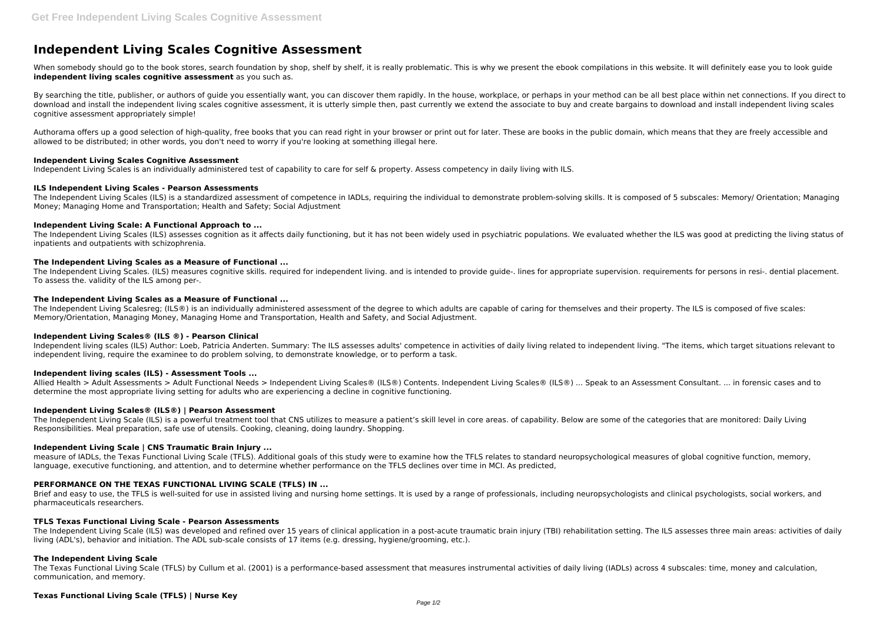# Independent Living Scales Cognitive Assessment

When somebody should go to the book stores, search foundation by shop, shelf by shelf, it is really problematic. This is why we present the ebook compilations in this website. It will definitely ease you to look guide **independent living scales cognitive assessment** as you such as.

By searching the title, publisher, or authors of guide you essentially want, you can discover them rapidly. In the house, workplace, or perhaps in your method can be all best place within net connections. If you direct to download and install the independent living scales cognitive assessment, it is utterly simple then, past currently we extend the associate to buy and create bargains to download and install independent living scales cognitive assessment appropriately simple!

Authorama offers up a good selection of high-quality, free books that you can read right in your browser or print out for later. These are books in the public domain, which means that they are freely accessible and allowed to be distributed; in other words, you don't need to worry if you're looking at something illegal here.

### Independent Living Scales Cognitive Assessment

Independent Living Scales is an individually administered test of capability to care for self & property. Assess competency in daily living with ILS.

### ILS Independent Living Scales - Pearson Assessments

The Independent Living Scales (ILS) is a standardized assessment of competence in IADLs, requiring the individual to demonstrate problem-solving skills. It is composed of 5 subscales: Memory/ Orientation; Managing Money; Managing Home and Transportation; Health and Safety; Social Adjustment

### Independent Living Scale: A Functional Approach to ...

The Independent Living Scales (ILS) assesses cognition as it affects daily functioning, but it has not been widely used in psychiatric populations. We evaluated whether the ILS was good at predicting the living status of inpatients and outpatients with schizophrenia.

### The Independent Living Scales as a Measure of Functional ...

The Independent Living Scales. (ILS) measures cognitive skills. required for independent living. and is intended to provide guide-. lines for appropriate supervision. requirements for persons in resi-. dential placement. To assess the. validity of the ILS among per-.

### The Independent Living Scales as a Measure of Functional ...

The Independent Living Scalesreg; (ILS®) is an individually administered assessment of the degree to which adults are capable of caring for themselves and their property. The ILS is composed of five scales: Memory/Orientation, Managing Money, Managing Home and Transportation, Health and Safety, and Social Adjustment.

### Independent Living Scales® (ILS ®) - Pearson Clinical

Independent living scales (ILS) Author: Loeb, Patricia Anderten. Summary: The ILS assesses adults' competence in activities of daily living related to independent living. "The items, which target situations relevant to independent living, require the examinee to do problem solving, to demonstrate knowledge, or to perform a task.

### Independent living scales (ILS) - Assessment Tools ...

Allied Health > Adult Assessments > Adult Functional Needs > Independent Living Scales® (ILS®) Contents. Independent Living Scales® (ILS®) ... Speak to an Assessment Consultant. ... in forensic cases and to determine the most appropriate living setting for adults who are experiencing a decline in cognitive functioning.

### Independent Living Scales® (ILS®) | Pearson Assessment

The Independent Living Scale (ILS) is a powerful treatment tool that CNS utilizes to measure a patient's skill level in core areas. of capability. Below are some of the categories that are monitored: Daily Living Responsibilities. Meal preparation, safe use of utensils. Cooking, cleaning, doing laundry. Shopping.

### Independent Living Scale | CNS Traumatic Brain Injury ...

measure of IADLs, the Texas Functional Living Scale (TFLS). Additional goals of this study were to examine how the TFLS relates to standard neuropsychological measures of global cognitive function, memory, language, executive functioning, and attention, and to determine whether performance on the TFLS declines over time in MCI. As predicted,

### PERFORMANCE ON THE TEXAS FUNCTIONAL LIVING SCALE (TFLS) IN ...

Brief and easy to use, the TFLS is well-suited for use in assisted living and nursing home settings. It is used by a range of professionals, including neuropsychologists and clinical psychologists, social workers, and pharmaceuticals researchers.

### TFLS Texas Functional Living Scale - Pearson Assessments

The Independent Living Scale (ILS) was developed and refined over 15 years of clinical application in a post-acute traumatic brain injury (TBI) rehabilitation setting. The ILS assesses three main areas: activities of daily living (ADL's), behavior and initiation. The ADL sub-scale consists of 17 items (e.g. dressing, hygiene/grooming, etc.).

### The Independent Living Scale

The Texas Functional Living Scale (TFLS) by Cullum et al. (2001) is a performance-based assessment that measures instrumental activities of daily living (IADLs) across 4 subscales: time, money and calculation, communication, and memory.

### Texas Functional Living Scale (TFLS) | Nurse Key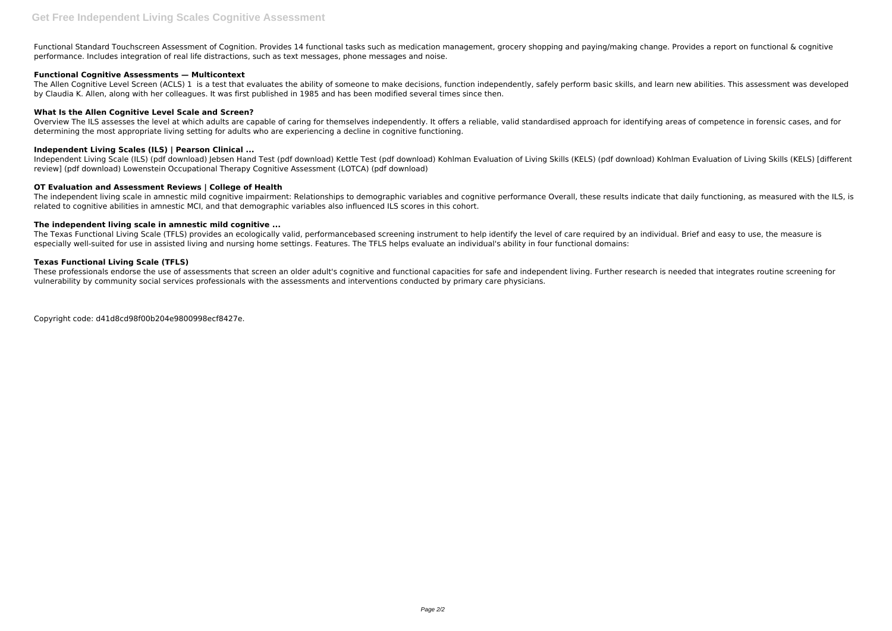Functional Standard Touchscreen Assessment of Cognition. Provides 14 functional tasks such as medication management, grocery shopping and paying/making change. Provides a report on functional & cognitive performance. Includes integration of real life distractions, such as text messages, phone messages and noise.

### Functional Cognitive Assessments — Multicontext

The Allen Cognitive Level Screen (ACLS) 1  is a test that evaluates the ability of someone to make decisions, function independently, safely perform basic skills, and learn new abilities. This assessment was developed by Claudia K. Allen, along with her colleagues. It was first published in 1985 and has been modified several times since then.

### What Is the Allen Cognitive Level Scale and Screen?

Overview The ILS assesses the level at which adults are capable of caring for themselves independently. It offers a reliable, valid standardised approach for identifying areas of competence in forensic cases, and for determining the most appropriate living setting for adults who are experiencing a decline in cognitive functioning.

### Independent Living Scales (ILS) | Pearson Clinical ...

Independent Living Scale (ILS) (pdf download) Jebsen Hand Test (pdf download) Kettle Test (pdf download) Kohlman Evaluation of Living Skills (KELS) (pdf download) Kohlman Evaluation of Living Skills (KELS) [different review] (pdf download) Lowenstein Occupational Therapy Cognitive Assessment (LOTCA) (pdf download)

### OT Evaluation and Assessment Reviews | College of Health

The independent living scale in amnestic mild cognitive impairment: Relationships to demographic variables and cognitive performance Overall, these results indicate that daily functioning, as measured with the ILS, is related to cognitive abilities in amnestic MCI, and that demographic variables also influenced ILS scores in this cohort.

### The independent living scale in amnestic mild cognitive ...

The Texas Functional Living Scale (TFLS) provides an ecologically valid, performancebased screening instrument to help identify the level of care required by an individual. Brief and easy to use, the measure is especially well-suited for use in assisted living and nursing home settings. Features. The TFLS helps evaluate an individual's ability in four functional domains:

### Texas Functional Living Scale (TFLS)

These professionals endorse the use of assessments that screen an older adult's cognitive and functional capacities for safe and independent living. Further research is needed that integrates routine screening for vulnerability by community social services professionals with the assessments and interventions conducted by primary care physicians.

Copyright code: d41d8cd98f00b204e9800998ecf8427e.